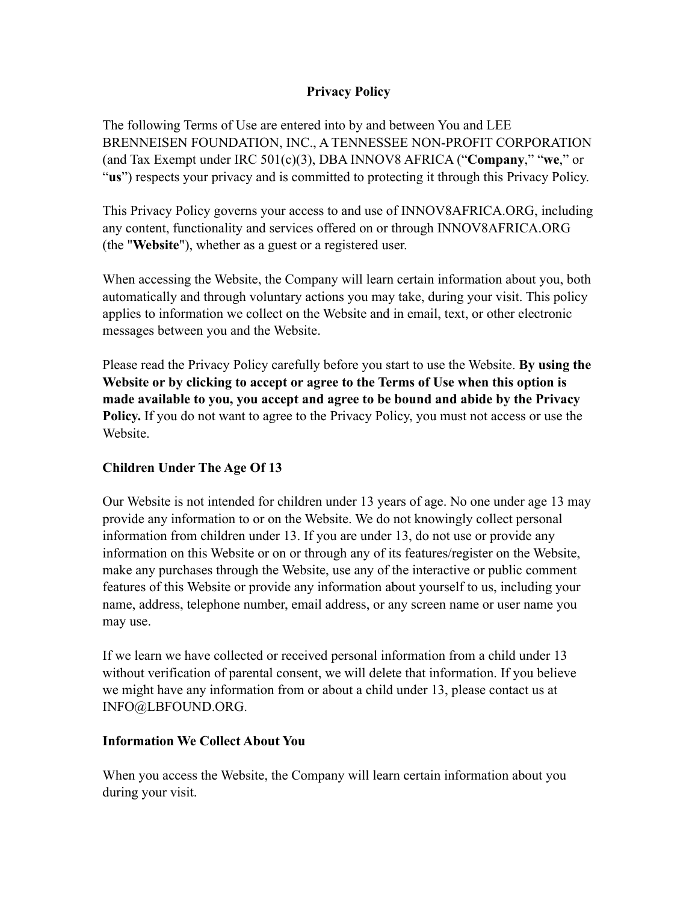# Privacy Policy

The following Terms of Use are entered into by and between You and LEE BRENNEISEN FOUNDATION, INC., A TENNESSEE NON-PROFIT CORPORATION (and Tax Exempt under IRC 501(c)(3), DBA INNOV8 AFRICA (“**Company**,” “**we**,” or “**us**”) respects your privacy and is committed to protecting it through this Privacy Policy.

This Privacy Policy governs your access to and use of INNOV8AFRICA.ORG, including any content, functionality and services offered on or through INNOV8AFRICA.ORG (the "**Website**"), whether as a guest or a registered user.

When accessing the Website, the Company will learn certain information about you, both automatically and through voluntary actions you may take, during your visit. This policy applies to information we collect on the Website and in email, text, or other electronic messages between you and the Website.

Please read the Privacy Policy carefully before you start to use the Website. **By using the Website or by clicking to accept or agree to the Terms of Use when this option is made available to you, you accept and agree to be bound and abide by the Privacy Policy.** If you do not want to agree to the Privacy Policy, you must not access or use the Website.

## Children Under The Age Of 13

Our Website is not intended for children under 13 years of age. No one under age 13 may provide any information to or on the Website. We do not knowingly collect personal information from children under 13. If you are under 13, do not use or provide any information on this Website or on or through any of its features/register on the Website, make any purchases through the Website, use any of the interactive or public comment features of this Website or provide any information about yourself to us, including your name, address, telephone number, email address, or any screen name or user name you may use.

If we learn we have collected or received personal information from a child under 13 without verification of parental consent, we will delete that information. If you believe we might have any information from or about a child under 13, please contact us at INFO@LBFOUND.ORG.

## Information We Collect About You

When you access the Website, the Company will learn certain information about you during your visit.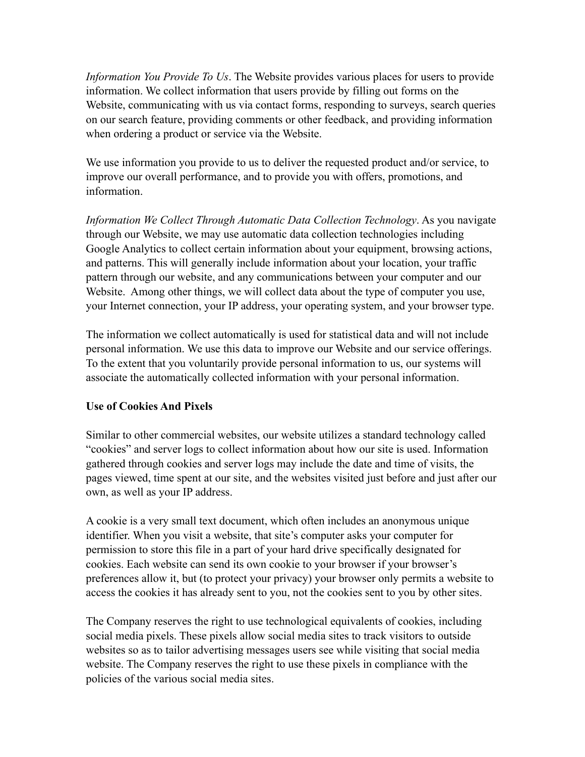*Information You Provide To Us*. The Website provides various places for users to provide information. We collect information that users provide by filling out forms on the Website, communicating with us via contact forms, responding to surveys, search queries on our search feature, providing comments or other feedback, and providing information when ordering a product or service via the Website.

We use information you provide to us to deliver the requested product and/or service, to improve our overall performance, and to provide you with offers, promotions, and information.

*Information We Collect Through Automatic Data Collection Technology*. As you navigate through our Website, we may use automatic data collection technologies including Google Analytics to collect certain information about your equipment, browsing actions, and patterns. This will generally include information about your location, your traffic pattern through our website, and any communications between your computer and our Website. Among other things, we will collect data about the type of computer you use, your Internet connection, your IP address, your operating system, and your browser type.

The information we collect automatically is used for statistical data and will not include personal information. We use this data to improve our Website and our service offerings. To the extent that you voluntarily provide personal information to us, our systems will associate the automatically collected information with your personal information.

**Use of Cookies And Pixels**

Similar to other commercial websites, our website utilizes a standard technology called "cookies" and server logs to collect information about how our site is used. Information gathered through cookies and server logs may include the date and time of visits, the pages viewed, time spent at our site, and the websites visited just before and just after our own, as well as your IP address.

A cookie is a very small text document, which often includes an anonymous unique identifier. When you visit a website, that site's computer asks your computer for permission to store this file in a part of your hard drive specifically designated for cookies. Each website can send its own cookie to your browser if your browser's preferences allow it, but (to protect your privacy) your browser only permits a website to access the cookies it has already sent to you, not the cookies sent to you by other sites.

The Company reserves the right to use technological equivalents of cookies, including social media pixels. These pixels allow social media sites to track visitors to outside websites so as to tailor advertising messages users see while visiting that social media website. The Company reserves the right to use these pixels in compliance with the policies of the various social media sites.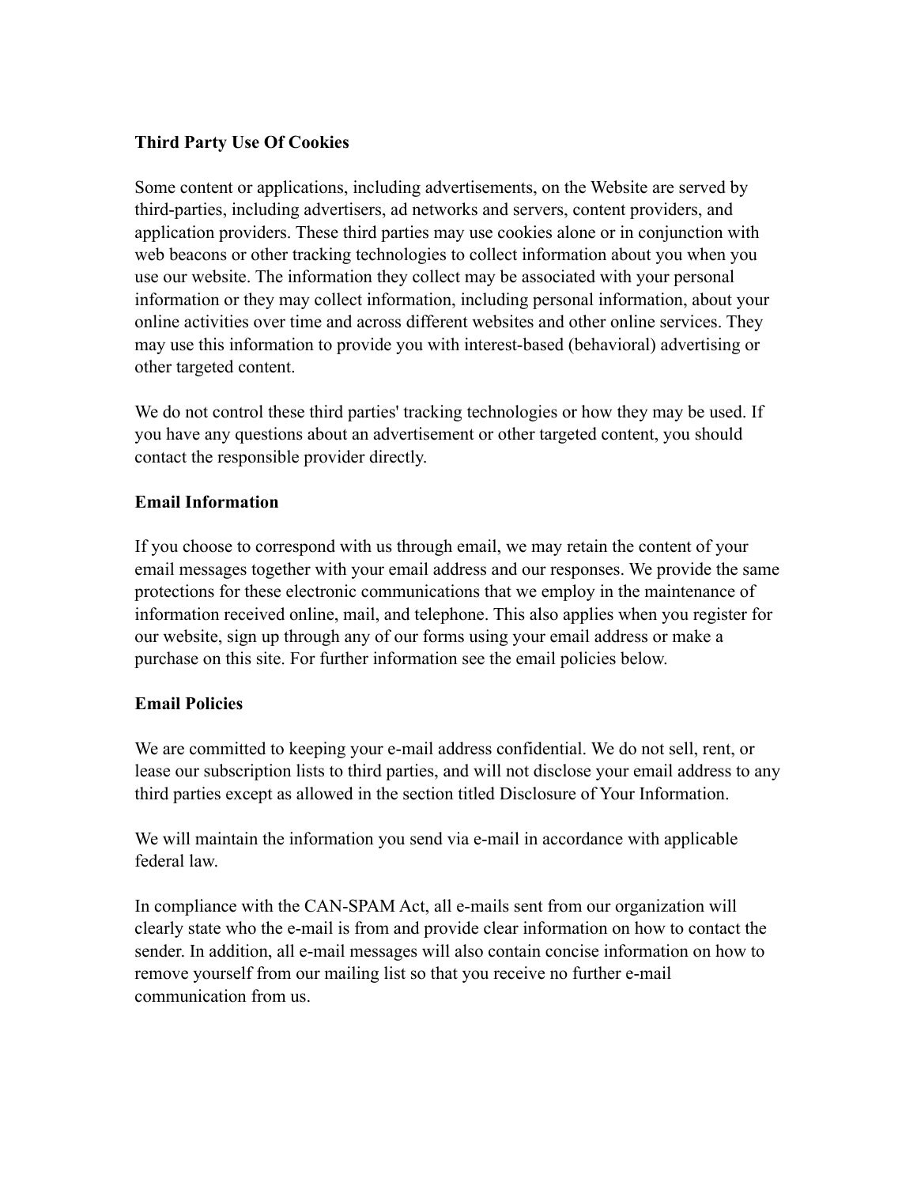**Third Party Use Of Cookies**

Some content or applications, including advertisements, on the Website are served by third-parties, including advertisers, ad networks and servers, content providers, and application providers. These third parties may use cookies alone or in conjunction with web beacons or other tracking technologies to collect information about you when you use our website. The information they collect may be associated with your personal information or they may collect information, including personal information, about your online activities over time and across different websites and other online services. They may use this information to provide you with interest-based (behavioral) advertising or other targeted content.

We do not control these third parties' tracking technologies or how they may be used. If you have any questions about an advertisement or other targeted content, you should contact the responsible provider directly.

**Email Information**

If you choose to correspond with us through email, we may retain the content of your email messages together with your email address and our responses. We provide the same protections for these electronic communications that we employ in the maintenance of information received online, mail, and telephone. This also applies when you register for our website, sign up through any of our forms using your email address or make a purchase on this site. For further information see the email policies below.

**Email Policies**

We are committed to keeping your e-mail address confidential. We do not sell, rent, or lease our subscription lists to third parties, and will not disclose your email address to any third parties except as allowed in the section titled Disclosure of Your Information.

We will maintain the information you send via e-mail in accordance with applicable federal law.

In compliance with the CAN-SPAM Act, all e-mails sent from our organization will clearly state who the e-mail is from and provide clear information on how to contact the sender. In addition, all e-mail messages will also contain concise information on how to remove yourself from our mailing list so that you receive no further e-mail communication from us.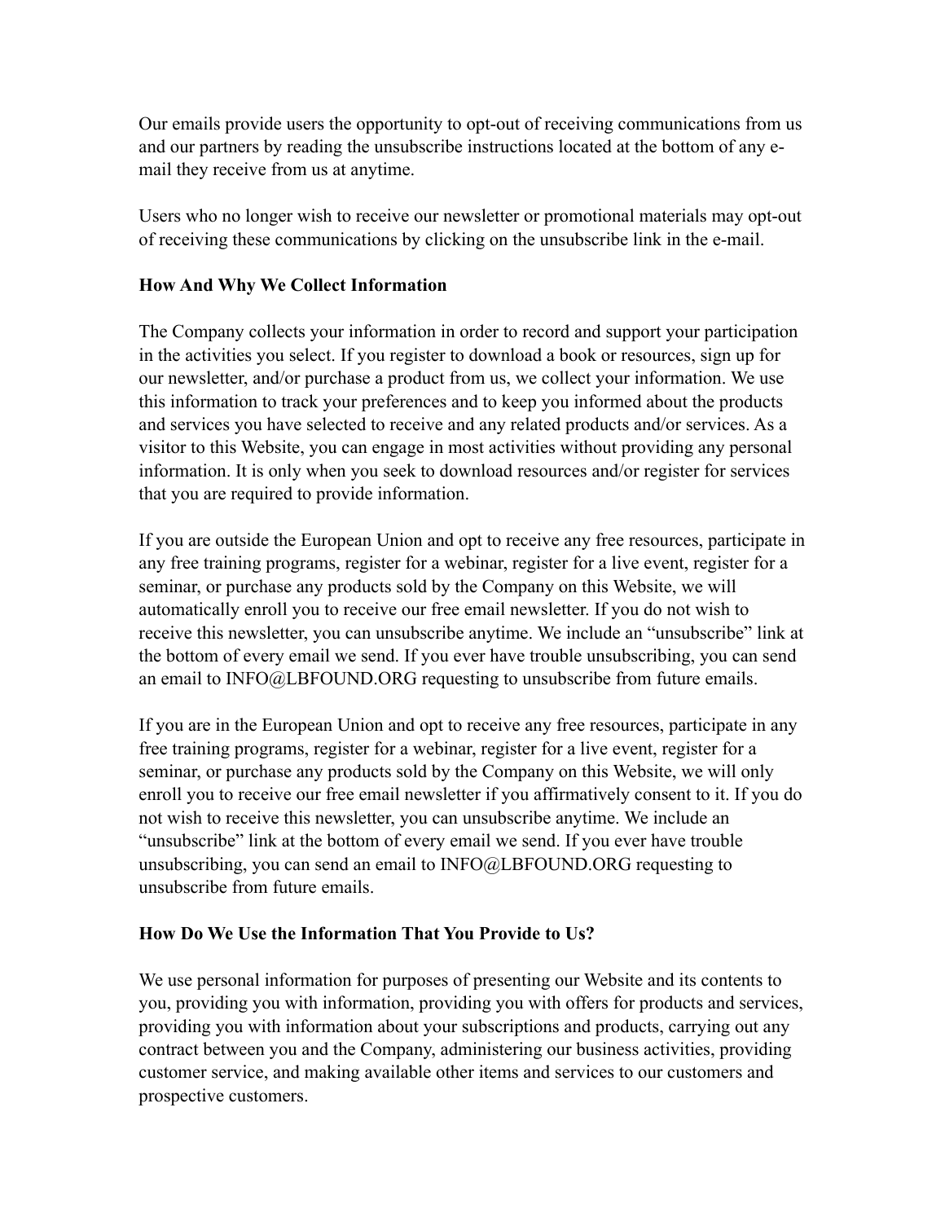Our emails provide users the opportunity to opt-out of receiving communications from us and our partners by reading the unsubscribe instructions located at the bottom of any e-mail they receive from us at anytime.

Users who no longer wish to receive our newsletter or promotional materials may opt-out of receiving these communications by clicking on the unsubscribe link in the e-mail.

**How And Why We Collect Information**

The Company collects your information in order to record and support your participation in the activities you select. If you register to download a book or resources, sign up for our newsletter, and/or purchase a product from us, we collect your information. We use this information to track your preferences and to keep you informed about the products and services you have selected to receive and any related products and/or services. As a visitor to this Website, you can engage in most activities without providing any personal information. It is only when you seek to download resources and/or register for services that you are required to provide information.

If you are outside the European Union and opt to receive any free resources, participate in any free training programs, register for a webinar, register for a live event, register for a seminar, or purchase any products sold by the Company on this Website, we will automatically enroll you to receive our free email newsletter. If you do not wish to receive this newsletter, you can unsubscribe anytime. We include an "unsubscribe" link at the bottom of every email we send. If you ever have trouble unsubscribing, you can send an email to INFO@LBFOUND.ORG requesting to unsubscribe from future emails.

If you are in the European Union and opt to receive any free resources, participate in any free training programs, register for a webinar, register for a live event, register for a seminar, or purchase any products sold by the Company on this Website, we will only enroll you to receive our free email newsletter if you affirmatively consent to it. If you do not wish to receive this newsletter, you can unsubscribe anytime. We include an "unsubscribe" link at the bottom of every email we send. If you ever have trouble unsubscribing, you can send an email to INFO@LBFOUND.ORG requesting to unsubscribe from future emails.

**How Do We Use the Information That You Provide to Us?**

We use personal information for purposes of presenting our Website and its contents to you, providing you with information, providing you with offers for products and services, providing you with information about your subscriptions and products, carrying out any contract between you and the Company, administering our business activities, providing customer service, and making available other items and services to our customers and prospective customers.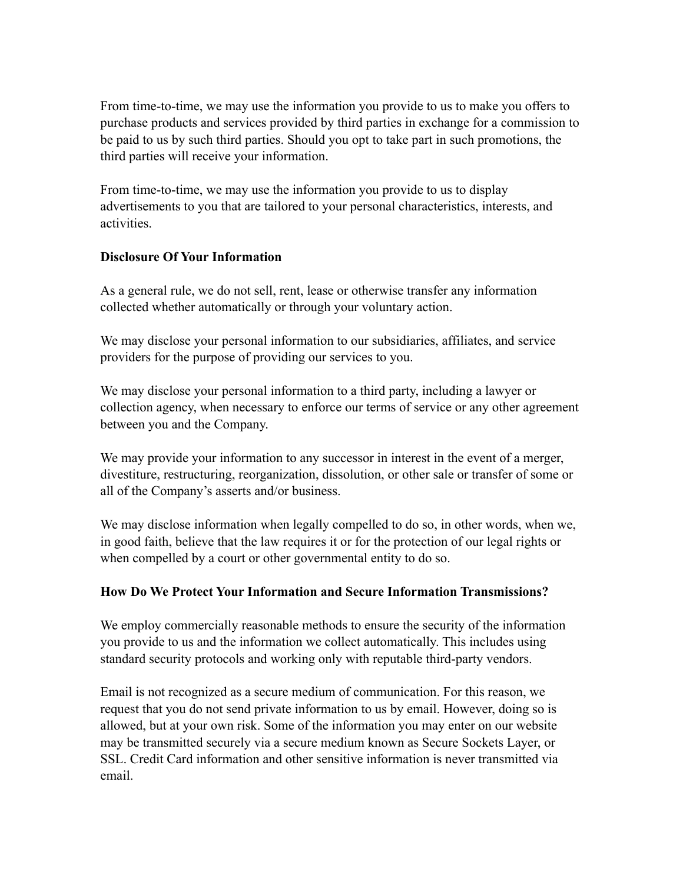From time-to-time, we may use the information you provide to us to make you offers to purchase products and services provided by third parties in exchange for a commission to be paid to us by such third parties. Should you opt to take part in such promotions, the third parties will receive your information.

From time-to-time, we may use the information you provide to us to display advertisements to you that are tailored to your personal characteristics, interests, and activities.

**Disclosure Of Your Information**

As a general rule, we do not sell, rent, lease or otherwise transfer any information collected whether automatically or through your voluntary action.

We may disclose your personal information to our subsidiaries, affiliates, and service providers for the purpose of providing our services to you.

We may disclose your personal information to a third party, including a lawyer or collection agency, when necessary to enforce our terms of service or any other agreement between you and the Company.

We may provide your information to any successor in interest in the event of a merger, divestiture, restructuring, reorganization, dissolution, or other sale or transfer of some or all of the Company's asserts and/or business.

We may disclose information when legally compelled to do so, in other words, when we, in good faith, believe that the law requires it or for the protection of our legal rights or when compelled by a court or other governmental entity to do so.

**How Do We Protect Your Information and Secure Information Transmissions?**

We employ commercially reasonable methods to ensure the security of the information you provide to us and the information we collect automatically. This includes using standard security protocols and working only with reputable third-party vendors.

Email is not recognized as a secure medium of communication. For this reason, we request that you do not send private information to us by email. However, doing so is allowed, but at your own risk. Some of the information you may enter on our website may be transmitted securely via a secure medium known as Secure Sockets Layer, or SSL. Credit Card information and other sensitive information is never transmitted via email.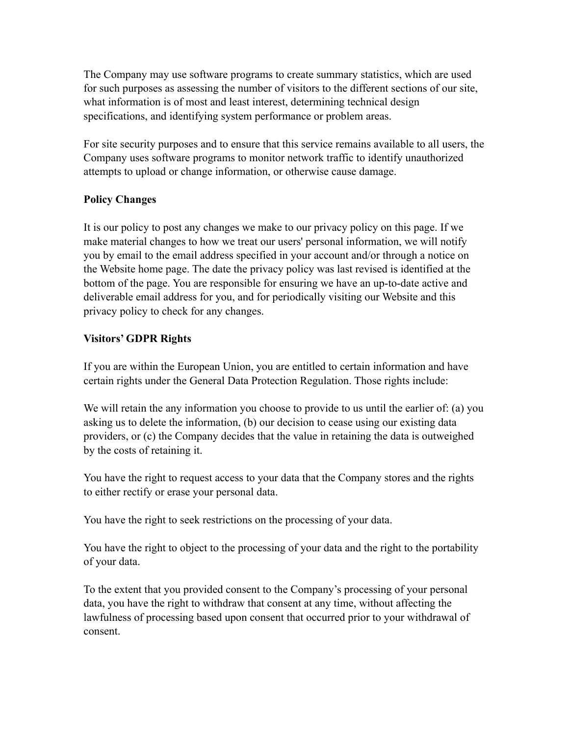The Company may use software programs to create summary statistics, which are used for such purposes as assessing the number of visitors to the different sections of our site, what information is of most and least interest, determining technical design specifications, and identifying system performance or problem areas.

For site security purposes and to ensure that this service remains available to all users, the Company uses software programs to monitor network traffic to identify unauthorized attempts to upload or change information, or otherwise cause damage.

**Policy Changes**

It is our policy to post any changes we make to our privacy policy on this page. If we make material changes to how we treat our users' personal information, we will notify you by email to the email address specified in your account and/or through a notice on the Website home page. The date the privacy policy was last revised is identified at the bottom of the page. You are responsible for ensuring we have an up-to-date active and deliverable email address for you, and for periodically visiting our Website and this privacy policy to check for any changes.

**Visitors' GDPR Rights**

If you are within the European Union, you are entitled to certain information and have certain rights under the General Data Protection Regulation. Those rights include:

We will retain the any information you choose to provide to us until the earlier of: (a) you asking us to delete the information, (b) our decision to cease using our existing data providers, or (c) the Company decides that the value in retaining the data is outweighed by the costs of retaining it.

You have the right to request access to your data that the Company stores and the rights to either rectify or erase your personal data.

You have the right to seek restrictions on the processing of your data.

You have the right to object to the processing of your data and the right to the portability of your data.

To the extent that you provided consent to the Company's processing of your personal data, you have the right to withdraw that consent at any time, without affecting the lawfulness of processing based upon consent that occurred prior to your withdrawal of consent.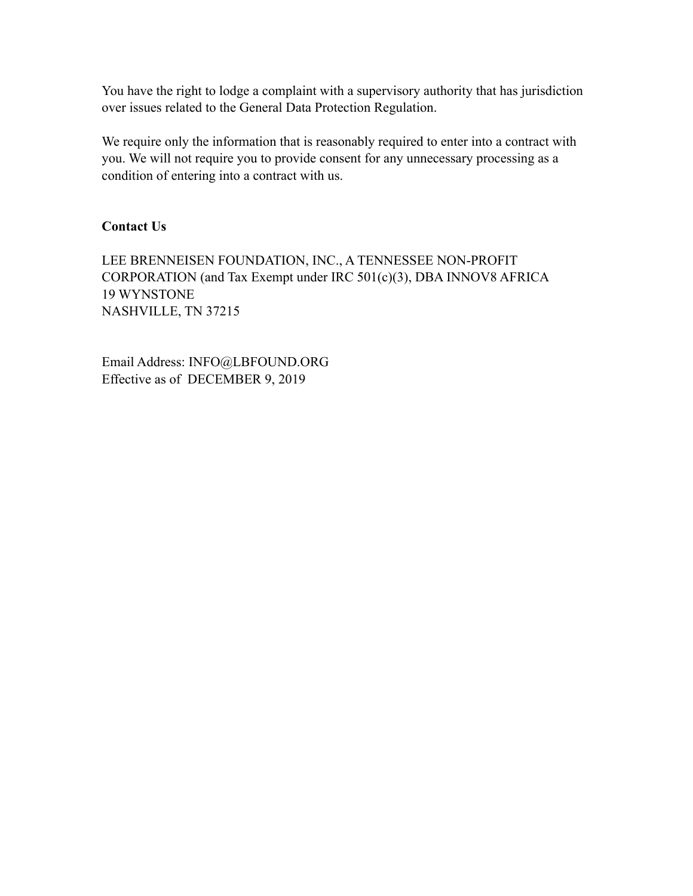You have the right to lodge a complaint with a supervisory authority that has jurisdiction over issues related to the General Data Protection Regulation.

We require only the information that is reasonably required to enter into a contract with you. We will not require you to provide consent for any unnecessary processing as a condition of entering into a contract with us.

**Contact Us**

LEE BRENNEISEN FOUNDATION, INC., A TENNESSEE NON-PROFIT CORPORATION (and Tax Exempt under IRC 501(c)(3), DBA INNOV8 AFRICA
19 WYNSTONE
NASHVILLE, TN 37215

Email Address: INFO@LBFOUND.ORG
Effective as of DECEMBER 9, 2019